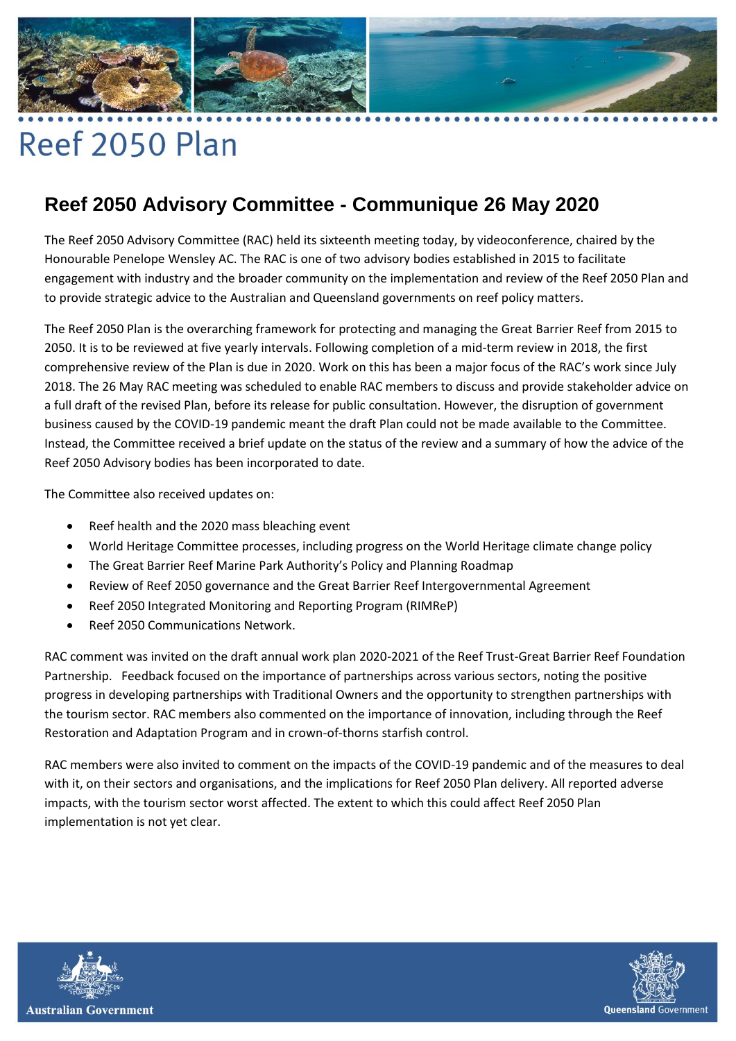# Reef 2050 Plan

## Reef 2050 Advisory Committee - Communique 26 May 2020

The Reef 2050 Advisory Committee (RAC) held its sixteenth meeting today, by videoconference, chaired by the Honourable Penelope Wensley AC. The RAC is one of two advisory bodies established in 2015 to facilitate engagement with industry and the broader community on the implementation and review of the Reef 2050 Plan and to provide strategic advice to the Australian and Queensland governments on reef policy matters.

The Reef 2050 Plan is the overarching framework for protecting and managing the Great Barrier Reef from 2015 to 2050. It is to be reviewed at five yearly intervals. Following completion of a mid-term review in 2018, the first comprehensive review of the Plan is due in 2020. Work on this has been a major focus of the RAC's work since July 2018. The 26 May RAC meeting was scheduled to enable RAC members to discuss and provide stakeholder advice on a full draft of the revised Plan, before its release for public consultation. However, the disruption of government business caused by the COVID-19 pandemic meant the draft Plan could not be made available to the Committee. Instead, the Committee received a brief update on the status of the review and a summary of how the advice of the Reef 2050 Advisory bodies has been incorporated to date.

The Committee also received updates on:

- Reef health and the 2020 mass bleaching event
- World Heritage Committee processes, including progress on the World Heritage climate change policy
- The Great Barrier Reef Marine Park Authority's Policy and Planning Roadmap
- Review of Reef 2050 governance and the Great Barrier Reef Intergovernmental Agreement
- Reef 2050 Integrated Monitoring and Reporting Program (RIMReP)
- Reef 2050 Communications Network.

RAC comment was invited on the draft annual work plan 2020-2021 of the Reef Trust-Great Barrier Reef Foundation Partnership. Feedback focused on the importance of partnerships across various sectors, noting the positive progress in developing partnerships with Traditional Owners and the opportunity to strengthen partnerships with the tourism sector. RAC members also commented on the importance of innovation, including through the Reef Restoration and Adaptation Program and in crown-of-thorns starfish control.

RAC members were also invited to comment on the impacts of the COVID-19 pandemic and of the measures to deal with it, on their sectors and organisations, and the implications for Reef 2050 Plan delivery. All reported adverse impacts, with the tourism sector worst affected. The extent to which this could affect Reef 2050 Plan implementation is not yet clear.

Australian Government

Queensland Government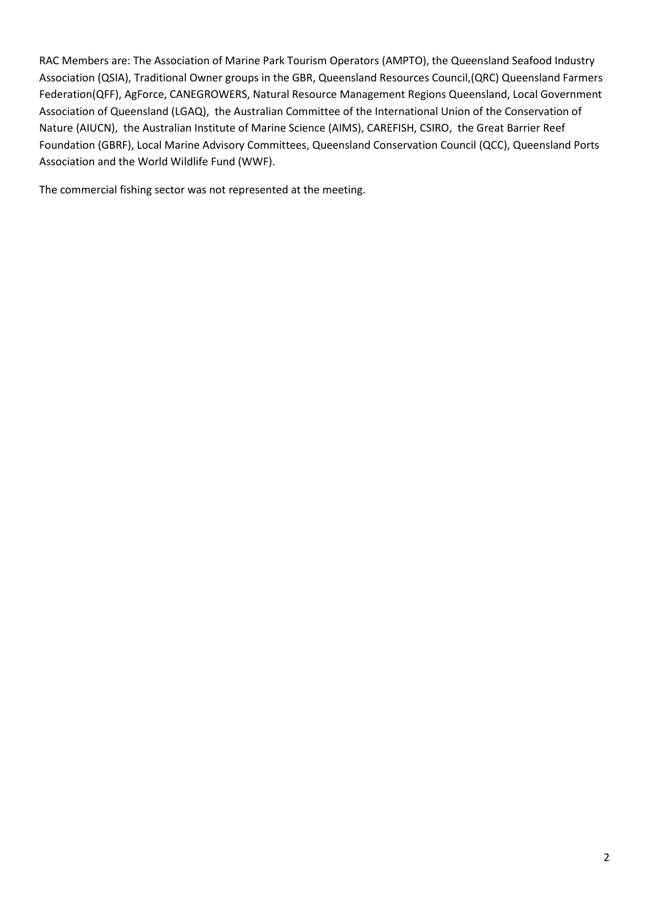RAC Members are: The Association of Marine Park Tourism Operators (AMPTO), the Queensland Seafood Industry Association (QSIA), Traditional Owner groups in the GBR, Queensland Resources Council,(QRC) Queensland Farmers Federation(QFF), AgForce, CANEGROWERS, Natural Resource Management Regions Queensland, Local Government Association of Queensland (LGAQ), the Australian Committee of the International Union of the Conservation of Nature (AIUCN), the Australian Institute of Marine Science (AIMS), CAREFISH, CSIRO, the Great Barrier Reef Foundation (GBRF), Local Marine Advisory Committees, Queensland Conservation Council (QCC), Queensland Ports Association and the World Wildlife Fund (WWF).

The commercial fishing sector was not represented at the meeting.